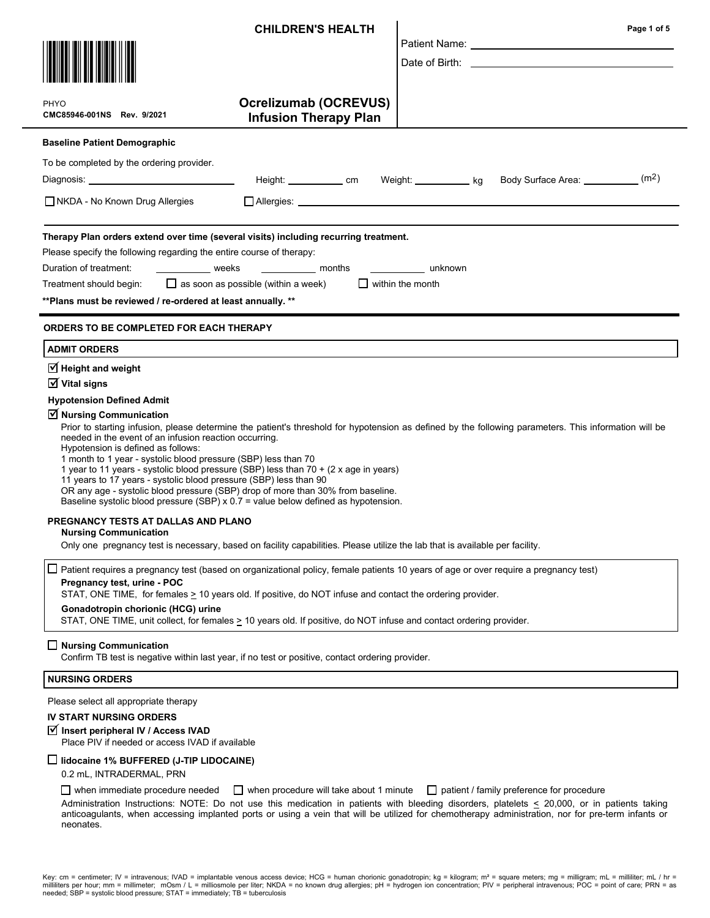**CHILDREN'S HEALTH**

PHYO
**CMC85946-001NS Rev. 9/2021**

# Ocrelizumab (OCREVUS) Infusion Therapy Plan

Patient Name: ______________________

Date of Birth: ______________________

**Baseline Patient Demographic**

To be completed by the ordering provider.

Diagnosis: ______________ Height: __________ cm Weight: __________ kg Body Surface Area: __________ ($m^2$)

☐ NKDA - No Known Drug Allergies ☐ Allergies: ______________________

**Therapy Plan orders extend over time (several visits) including recurring treatment.**

Please specify the following regarding the entire course of therapy:

Duration of treatment: __________ weeks __________ months __________ unknown

Treatment should begin: ☐ as soon as possible (within a week) ☐ within the month

**\*\*Plans must be reviewed / re-ordered at least annually. \*\***

## ORDERS TO BE COMPLETED FOR EACH THERAPY

### ADMIT ORDERS

☑ **Height and weight**

☑ **Vital signs**

**Hypotension Defined Admit**

☑ **Nursing Communication**

Prior to starting infusion, please determine the patient's threshold for hypotension as defined by the following parameters. This information will be needed in the event of an infusion reaction occurring.
Hypotension is defined as follows:
1 month to 1 year - systolic blood pressure (SBP) less than 70
1 year to 11 years - systolic blood pressure (SBP) less than 70 + (2 x age in years)
11 years to 17 years - systolic blood pressure (SBP) less than 90
OR any age - systolic blood pressure (SBP) drop of more than 30% from baseline.
Baseline systolic blood pressure (SBP) x 0.7 = value below defined as hypotension.

**PREGNANCY TESTS AT DALLAS AND PLANO**

**Nursing Communication**

Only one pregnancy test is necessary, based on facility capabilities. Please utilize the lab that is available per facility.

☐ Patient requires a pregnancy test (based on organizational policy, female patients 10 years of age or over require a pregnancy test)

**Pregnancy test, urine - POC**
STAT, ONE TIME, for females ≥ 10 years old. If positive, do NOT infuse and contact the ordering provider.

**Gonadotropin chorionic (HCG) urine**
STAT, ONE TIME, unit collect, for females ≥ 10 years old. If positive, do NOT infuse and contact ordering provider.

☐ **Nursing Communication**

Confirm TB test is negative within last year, if no test or positive, contact ordering provider.

### NURSING ORDERS

Please select all appropriate therapy

**IV START NURSING ORDERS**

☑ **Insert peripheral IV / Access IVAD**

Place PIV if needed or access IVAD if available

☐ **lidocaine 1% BUFFERED (J-TIP LIDOCAINE)**

0.2 mL, INTRADERMAL, PRN

☐ when immediate procedure needed ☐ when procedure will take about 1 minute ☐ patient / family preference for procedure

Administration Instructions: NOTE: Do not use this medication in patients with bleeding disorders, platelets ≤ 20,000, or in patients taking anticoagulants, when accessing implanted ports or using a vein that will be utilized for chemotherapy administration, nor for pre-term infants or neonates.

Key: cm = centimeter; IV = intravenous; IVAD = implantable venous access device; HCG = human chorionic gonadotropin; kg = kilogram; m² = square meters; mg = milligram; mL = milliliter; mL / hr = milliliters per hour; mm = millimeter; mOsm / L = milliosmole per liter; NKDA = no known drug allergies; pH = hydrogen ion concentration; PIV = peripheral intravenous; POC = point of care; PRN = as needed; SBP = systolic blood pressure; STAT = immediately; TB = tuberculosis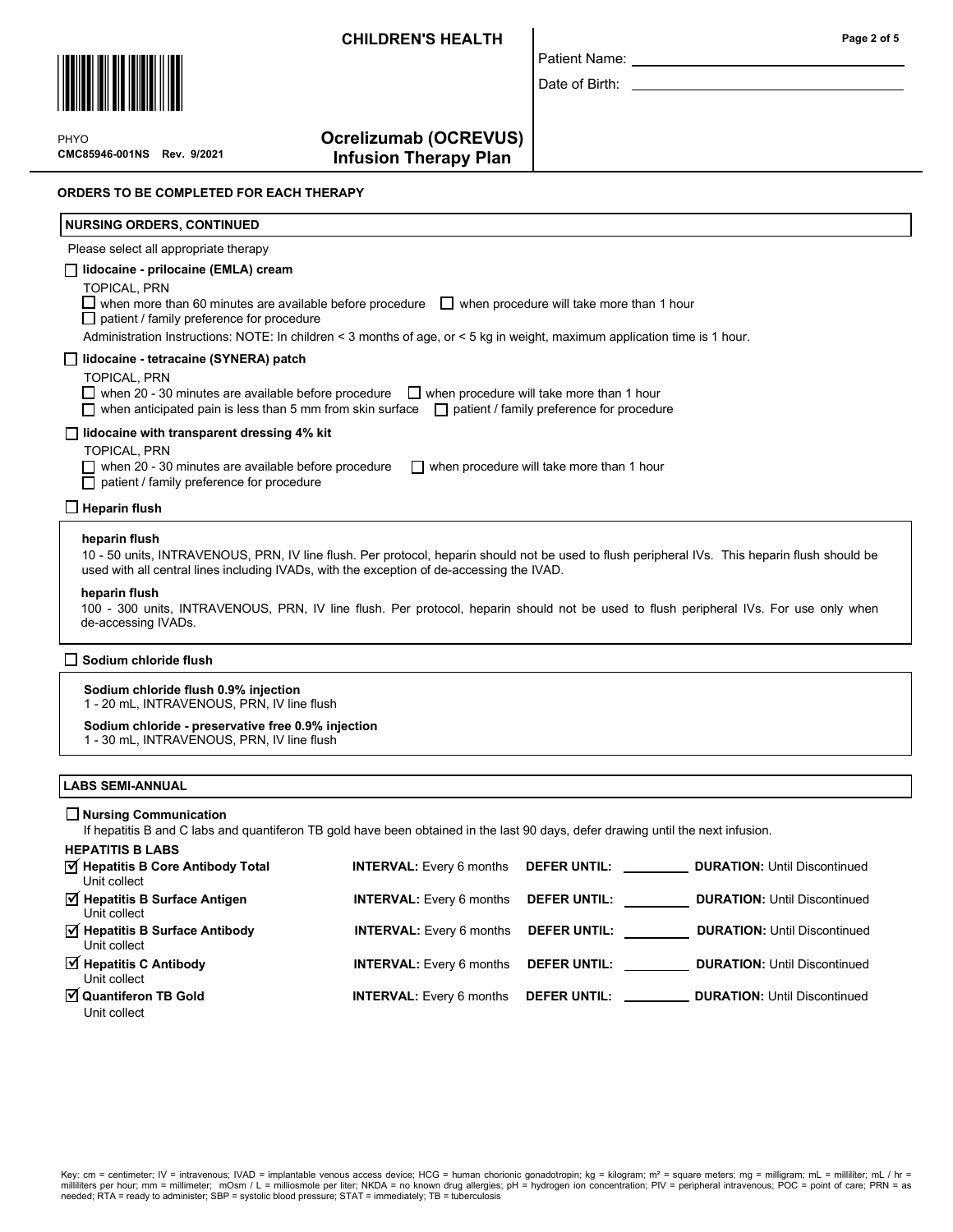**CHILDREN'S HEALTH**

Patient Name: ______________________

Date of Birth: ______________________

PHYO
**CMC85946-001NS Rev. 9/2021**

## Ocrelizumab (OCREVUS) Infusion Therapy Plan

**ORDERS TO BE COMPLETED FOR EACH THERAPY**

### NURSING ORDERS, CONTINUED

Please select all appropriate therapy

☐ **lidocaine - prilocaine (EMLA) cream**

TOPICAL, PRN
☐ when more than 60 minutes are available before procedure ☐ when procedure will take more than 1 hour
☐ patient / family preference for procedure

Administration Instructions: NOTE: In children < 3 months of age, or < 5 kg in weight, maximum application time is 1 hour.

☐ **lidocaine - tetracaine (SYNERA) patch**

TOPICAL, PRN
☐ when 20 - 30 minutes are available before procedure ☐ when procedure will take more than 1 hour
☐ when anticipated pain is less than 5 mm from skin surface ☐ patient / family preference for procedure

☐ **lidocaine with transparent dressing 4% kit**

TOPICAL, PRN
☐ when 20 - 30 minutes are available before procedure ☐ when procedure will take more than 1 hour
☐ patient / family preference for procedure

☐ **Heparin flush**

**heparin flush**
10 - 50 units, INTRAVENOUS, PRN, IV line flush. Per protocol, heparin should not be used to flush peripheral IVs. This heparin flush should be used with all central lines including IVADs, with the exception of de-accessing the IVAD.

**heparin flush**
100 - 300 units, INTRAVENOUS, PRN, IV line flush. Per protocol, heparin should not be used to flush peripheral IVs. For use only when de-accessing IVADs.

☐ **Sodium chloride flush**

**Sodium chloride flush 0.9% injection**
1 - 20 mL, INTRAVENOUS, PRN, IV line flush

**Sodium chloride - preservative free 0.9% injection**
1 - 30 mL, INTRAVENOUS, PRN, IV line flush

### LABS SEMI-ANNUAL

☐ **Nursing Communication**
If hepatitis B and C labs and quantiferon TB gold have been obtained in the last 90 days, defer drawing until the next infusion.

**HEPATITIS B LABS**

| Lab | Interval | Defer Until | Duration |
|---|---|---|---|
| ☑ **Hepatitis B Core Antibody Total** Unit collect | **INTERVAL:** Every 6 months | **DEFER UNTIL:** ________ | **DURATION:** Until Discontinued |
| ☑ **Hepatitis B Surface Antigen** Unit collect | **INTERVAL:** Every 6 months | **DEFER UNTIL:** ________ | **DURATION:** Until Discontinued |
| ☑ **Hepatitis B Surface Antibody** Unit collect | **INTERVAL:** Every 6 months | **DEFER UNTIL:** ________ | **DURATION:** Until Discontinued |
| ☑ **Hepatitis C Antibody** Unit collect | **INTERVAL:** Every 6 months | **DEFER UNTIL:** ________ | **DURATION:** Until Discontinued |
| ☑ **Quantiferon TB Gold** Unit collect | **INTERVAL:** Every 6 months | **DEFER UNTIL:** ________ | **DURATION:** Until Discontinued |

Key: cm = centimeter; IV = intravenous; IVAD = implantable venous access device; HCG = human chorionic gonadotropin; kg = kilogram; m² = square meters; mg = milligram; mL = milliliter; mL / hr = milliliters per hour; mm = millimeter; mOsm / L = milliosmole per liter; NKDA = no known drug allergies; pH = hydrogen ion concentration; PIV = peripheral intravenous; POC = point of care; PRN = as needed; RTA = ready to administer; SBP = systolic blood pressure; STAT = immediately; TB = tuberculosis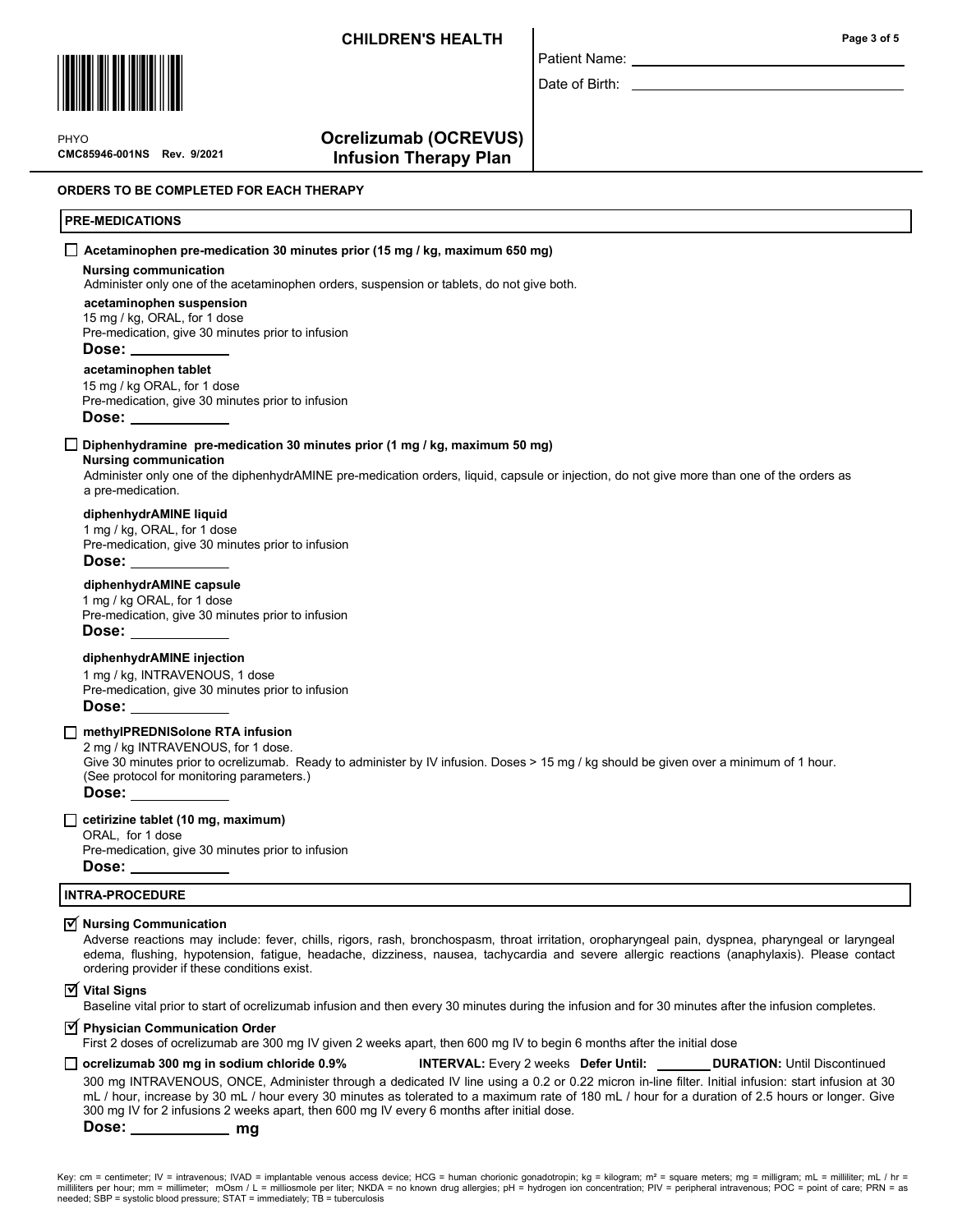**CHILDREN'S HEALTH**

Patient Name: \_\_\_\_\_\_\_\_\_\_\_\_\_\_\_\_\_\_\_\_

Date of Birth: \_\_\_\_\_\_\_\_\_\_\_\_\_\_\_\_\_\_\_\_

PHYO
**CMC85946-001NS Rev. 9/2021**

# Ocrelizumab (OCREVUS) Infusion Therapy Plan

**ORDERS TO BE COMPLETED FOR EACH THERAPY**

## PRE-MEDICATIONS

☐ **Acetaminophen pre-medication 30 minutes prior (15 mg / kg, maximum 650 mg)**

**Nursing communication**
Administer only one of the acetaminophen orders, suspension or tablets, do not give both.

**acetaminophen suspension**
15 mg / kg, ORAL, for 1 dose
Pre-medication, give 30 minutes prior to infusion
**Dose:** \_\_\_\_\_\_\_\_\_\_

**acetaminophen tablet**
15 mg / kg ORAL, for 1 dose
Pre-medication, give 30 minutes prior to infusion
**Dose:** \_\_\_\_\_\_\_\_\_\_

☐ **Diphenhydramine pre-medication 30 minutes prior (1 mg / kg, maximum 50 mg)**

**Nursing communication**
Administer only one of the diphenhydrAMINE pre-medication orders, liquid, capsule or injection, do not give more than one of the orders as a pre-medication.

**diphenhydrAMINE liquid**
1 mg / kg, ORAL, for 1 dose
Pre-medication, give 30 minutes prior to infusion
**Dose:** \_\_\_\_\_\_\_\_\_\_

**diphenhydrAMINE capsule**
1 mg / kg ORAL, for 1 dose
Pre-medication, give 30 minutes prior to infusion
**Dose:** \_\_\_\_\_\_\_\_\_\_

**diphenhydrAMINE injection**
1 mg / kg, INTRAVENOUS, 1 dose
Pre-medication, give 30 minutes prior to infusion
**Dose:** \_\_\_\_\_\_\_\_\_\_

☐ **methylPREDNISolone RTA infusion**
2 mg / kg INTRAVENOUS, for 1 dose.
Give 30 minutes prior to ocrelizumab. Ready to administer by IV infusion. Doses > 15 mg / kg should be given over a minimum of 1 hour. (See protocol for monitoring parameters.)
**Dose:** \_\_\_\_\_\_\_\_\_\_

☐ **cetirizine tablet (10 mg, maximum)**
ORAL, for 1 dose
Pre-medication, give 30 minutes prior to infusion
**Dose:** \_\_\_\_\_\_\_\_\_\_

## INTRA-PROCEDURE

☑ **Nursing Communication**
Adverse reactions may include: fever, chills, rigors, rash, bronchospasm, throat irritation, oropharyngeal pain, dyspnea, pharyngeal or laryngeal edema, flushing, hypotension, fatigue, headache, dizziness, nausea, tachycardia and severe allergic reactions (anaphylaxis). Please contact ordering provider if these conditions exist.

☑ **Vital Signs**
Baseline vital prior to start of ocrelizumab infusion and then every 30 minutes during the infusion and for 30 minutes after the infusion completes.

☑ **Physician Communication Order**
First 2 doses of ocrelizumab are 300 mg IV given 2 weeks apart, then 600 mg IV to begin 6 months after the initial dose

☐ **ocrelizumab 300 mg in sodium chloride 0.9%** **INTERVAL:** Every 2 weeks **Defer Until:** \_\_\_\_\_\_ **DURATION:** Until Discontinued
300 mg INTRAVENOUS, ONCE, Administer through a dedicated IV line using a 0.2 or 0.22 micron in-line filter. Initial infusion: start infusion at 30 mL / hour, increase by 30 mL / hour every 30 minutes as tolerated to a maximum rate of 180 mL / hour for a duration of 2.5 hours or longer. Give 300 mg IV for 2 infusions 2 weeks apart, then 600 mg IV every 6 months after initial dose.
**Dose:** \_\_\_\_\_\_\_\_\_\_ **mg**

Key: cm = centimeter; IV = intravenous; IVAD = implantable venous access device; HCG = human chorionic gonadotropin; kg = kilogram; m² = square meters; mg = milligram; mL = milliliter; mL / hr = milliliters per hour; mm = millimeter; mOsm / L = milliosmole per liter; NKDA = no known drug allergies; pH = hydrogen ion concentration; PIV = peripheral intravenous; POC = point of care; PRN = as needed; SBP = systolic blood pressure; STAT = immediately; TB = tuberculosis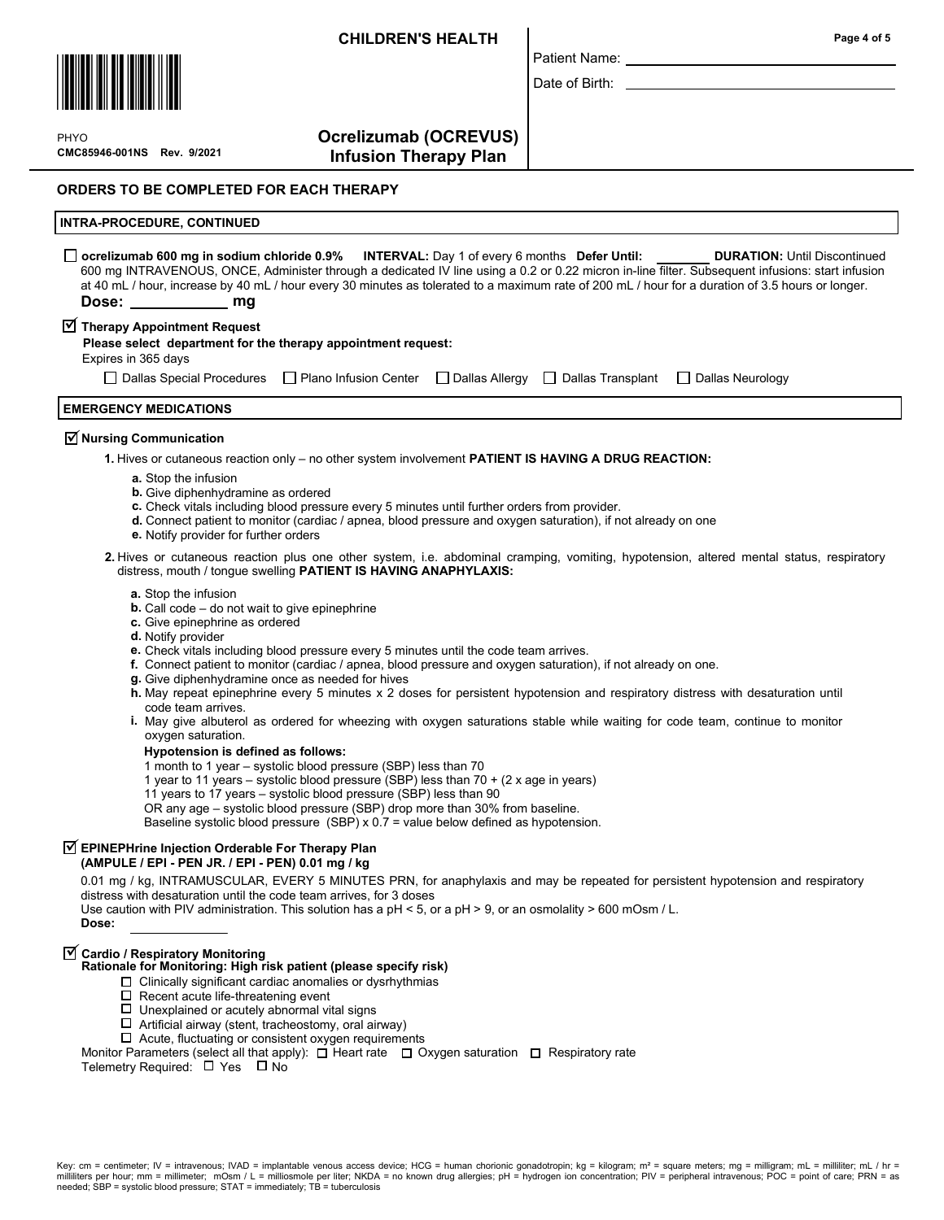**CHILDREN'S HEALTH**

Patient Name: ______________________

Date of Birth: ______________________

PHYO
**CMC85946-001NS Rev. 9/2021**

## Ocrelizumab (OCREVUS) Infusion Therapy Plan

## ORDERS TO BE COMPLETED FOR EACH THERAPY

### INTRA-PROCEDURE, CONTINUED

☐ **ocrelizumab 600 mg in sodium chloride 0.9%** **INTERVAL:** Day 1 of every 6 months **Defer Until:** ________ **DURATION:** Until Discontinued
600 mg INTRAVENOUS, ONCE, Administer through a dedicated IV line using a 0.2 or 0.22 micron in-line filter. Subsequent infusions: start infusion at 40 mL / hour, increase by 40 mL / hour every 30 minutes as tolerated to a maximum rate of 200 mL / hour for a duration of 3.5 hours or longer.
**Dose: ____________ mg**

☑ **Therapy Appointment Request**
**Please select department for the therapy appointment request:**
Expires in 365 days

☐ Dallas Special Procedures ☐ Plano Infusion Center ☐ Dallas Allergy ☐ Dallas Transplant ☐ Dallas Neurology

### EMERGENCY MEDICATIONS

☑ **Nursing Communication**

**1.** Hives or cutaneous reaction only – no other system involvement **PATIENT IS HAVING A DRUG REACTION:**

- **a.** Stop the infusion
- **b.** Give diphenhydramine as ordered
- **c.** Check vitals including blood pressure every 5 minutes until further orders from provider.
- **d.** Connect patient to monitor (cardiac / apnea, blood pressure and oxygen saturation), if not already on one
- **e.** Notify provider for further orders

**2.** Hives or cutaneous reaction plus one other system, i.e. abdominal cramping, vomiting, hypotension, altered mental status, respiratory distress, mouth / tongue swelling **PATIENT IS HAVING ANAPHYLAXIS:**

- **a.** Stop the infusion
- **b.** Call code – do not wait to give epinephrine
- **c.** Give epinephrine as ordered
- **d.** Notify provider
- **e.** Check vitals including blood pressure every 5 minutes until the code team arrives.
- **f.** Connect patient to monitor (cardiac / apnea, blood pressure and oxygen saturation), if not already on one.
- **g.** Give diphenhydramine once as needed for hives
- **h.** May repeat epinephrine every 5 minutes x 2 doses for persistent hypotension and respiratory distress with desaturation until code team arrives.
- **i.** May give albuterol as ordered for wheezing with oxygen saturations stable while waiting for code team, continue to monitor oxygen saturation.

**Hypotension is defined as follows:**
1 month to 1 year – systolic blood pressure (SBP) less than 70
1 year to 11 years – systolic blood pressure (SBP) less than 70 + (2 x age in years)
11 years to 17 years – systolic blood pressure (SBP) less than 90
OR any age – systolic blood pressure (SBP) drop more than 30% from baseline.
Baseline systolic blood pressure (SBP) x 0.7 = value below defined as hypotension.

☑ **EPINEPHrine Injection Orderable For Therapy Plan (AMPULE / EPI - PEN JR. / EPI - PEN) 0.01 mg / kg**
0.01 mg / kg, INTRAMUSCULAR, EVERY 5 MINUTES PRN, for anaphylaxis and may be repeated for persistent hypotension and respiratory distress with desaturation until the code team arrives, for 3 doses
Use caution with PIV administration. This solution has a pH < 5, or a pH > 9, or an osmolality > 600 mOsm / L.
**Dose:** ____________

☑ **Cardio / Respiratory Monitoring**
**Rationale for Monitoring: High risk patient (please specify risk)**

- ☐ Clinically significant cardiac anomalies or dysrhythmias
- ☐ Recent acute life-threatening event
- ☐ Unexplained or acutely abnormal vital signs
- ☐ Artificial airway (stent, tracheostomy, oral airway)
- ☐ Acute, fluctuating or consistent oxygen requirements

Monitor Parameters (select all that apply): ☐ Heart rate ☐ Oxygen saturation ☐ Respiratory rate
Telemetry Required: ☐ Yes ☐ No

Key: cm = centimeter; IV = intravenous; IVAD = implantable venous access device; HCG = human chorionic gonadotropin; kg = kilogram; m² = square meters; mg = milligram; mL = milliliter; mL / hr = milliliters per hour; mm = millimeter; mOsm / L = milliosmole per liter; NKDA = no known drug allergies; pH = hydrogen ion concentration; PIV = peripheral intravenous; POC = point of care; PRN = as needed; SBP = systolic blood pressure; STAT = immediately; TB = tuberculosis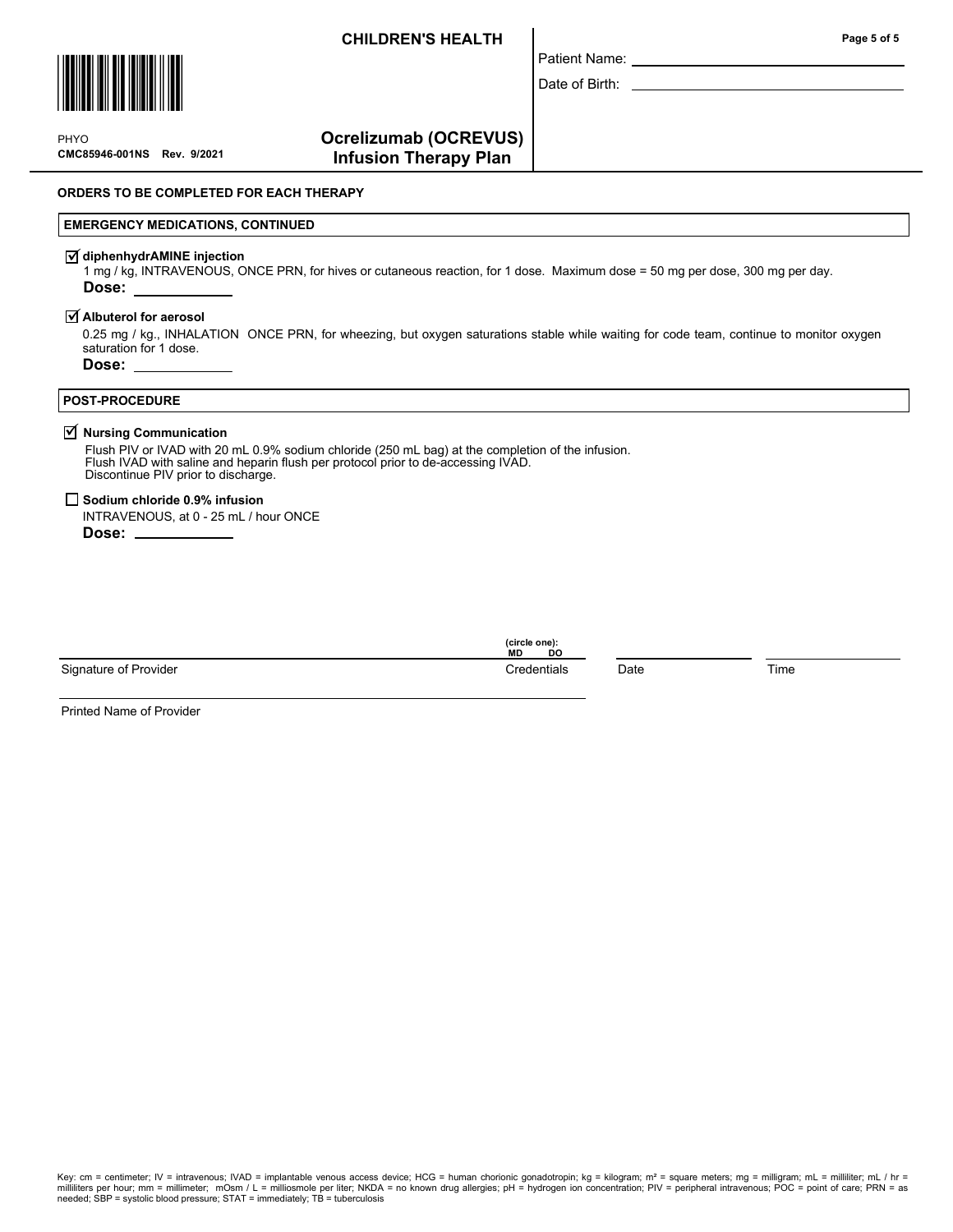CHILDREN'S HEALTH

Patient Name: ______________________

Date of Birth: ______________________

PHYO
**CMC85946-001NS Rev. 9/2021**

## Ocrelizumab (OCREVUS) Infusion Therapy Plan

**ORDERS TO BE COMPLETED FOR EACH THERAPY**

**EMERGENCY MEDICATIONS, CONTINUED**

☑ **diphenhydrAMINE injection**
1 mg / kg, INTRAVENOUS, ONCE PRN, for hives or cutaneous reaction, for 1 dose. Maximum dose = 50 mg per dose, 300 mg per day.
**Dose:** ____________

☑ **Albuterol for aerosol**
0.25 mg / kg., INHALATION ONCE PRN, for wheezing, but oxygen saturations stable while waiting for code team, continue to monitor oxygen saturation for 1 dose.
**Dose:** ____________

**POST-PROCEDURE**

☑ **Nursing Communication**
Flush PIV or IVAD with 20 mL 0.9% sodium chloride (250 mL bag) at the completion of the infusion.
Flush IVAD with saline and heparin flush per protocol prior to de-accessing IVAD.
Discontinue PIV prior to discharge.

☐ **Sodium chloride 0.9% infusion**
INTRAVENOUS, at 0 - 25 mL / hour ONCE
**Dose:** ____________

______________________ (circle one): **MD DO** ______________ ______________

Signature of Provider | Credentials | Date | Time

______________________

Printed Name of Provider

Key: cm = centimeter; IV = intravenous; IVAD = implantable venous access device; HCG = human chorionic gonadotropin; kg = kilogram; m² = square meters; mg = milligram; mL = milliliter; mL / hr = milliliters per hour; mm = millimeter; mOsm / L = milliosmole per liter; NKDA = no known drug allergies; pH = hydrogen ion concentration; PIV = peripheral intravenous; POC = point of care; PRN = as needed; SBP = systolic blood pressure; STAT = immediately; TB = tuberculosis